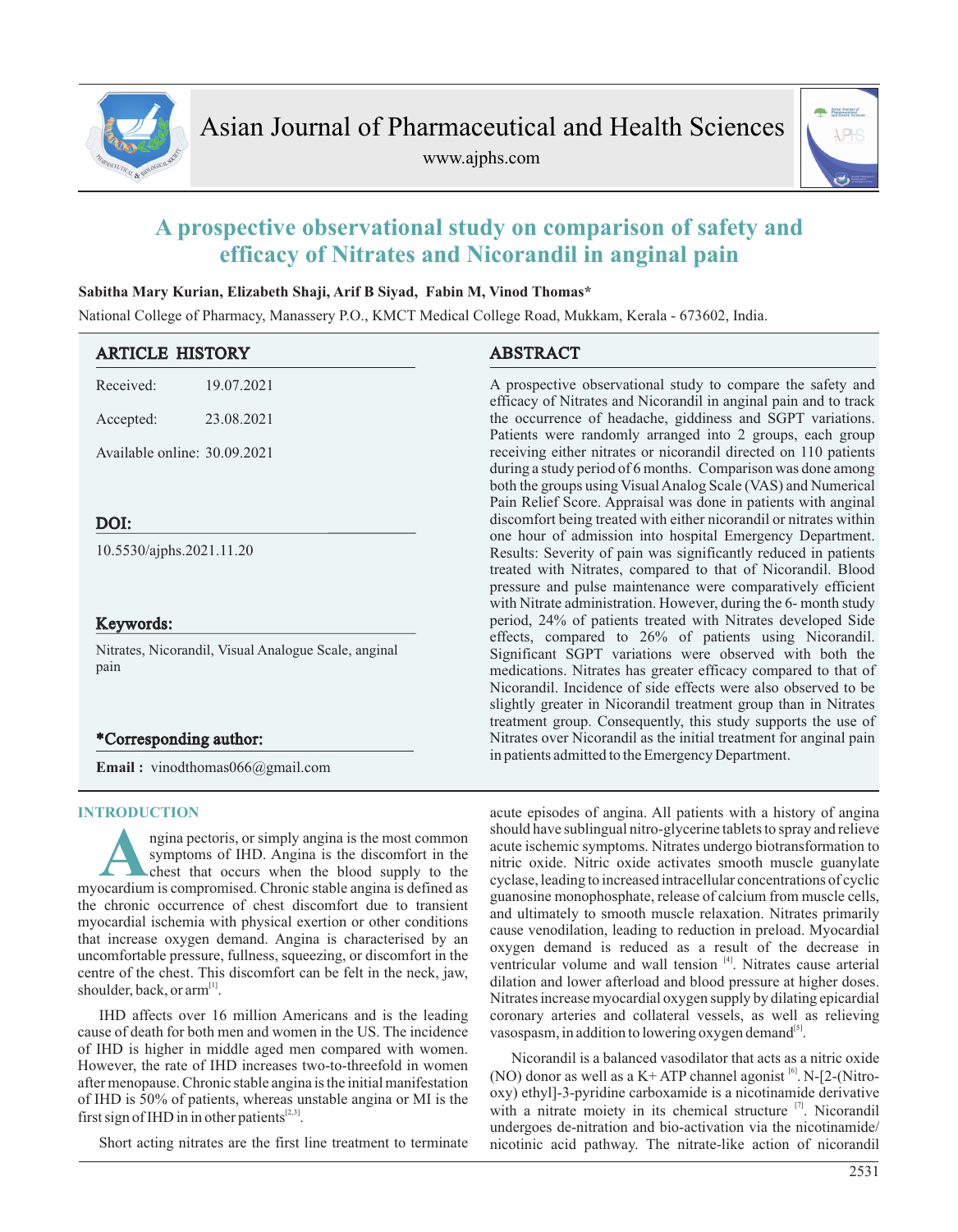Asian Journal of Pharmaceutical and Health Sciences

www.ajphs.com

# A prospective observational study on comparison of safety and efficacy of Nitrates and Nicorandil in anginal pain

**Sabitha Mary Kurian, Elizabeth Shaji, Arif B Siyad, Fabin M, Vinod Thomas***

National College of Pharmacy, Manassery P.O., KMCT Medical College Road, Mukkam, Kerala - 673602, India.

## ARTICLE HISTORY

Received: 19.07.2021

Accepted: 23.08.2021

Available online: 30.09.2021

## DOI:

10.5530/ajphs.2021.11.20

## Keywords:

Nitrates, Nicorandil, Visual Analogue Scale, anginal pain

## *Corresponding author:

**Email :** vinodthomas066@gmail.com

## ABSTRACT

A prospective observational study to compare the safety and efficacy of Nitrates and Nicorandil in anginal pain and to track the occurrence of headache, giddiness and SGPT variations. Patients were randomly arranged into 2 groups, each group receiving either nitrates or nicorandil directed on 110 patients during a study period of 6 months. Comparison was done among both the groups using Visual Analog Scale (VAS) and Numerical Pain Relief Score. Appraisal was done in patients with anginal discomfort being treated with either nicorandil or nitrates within one hour of admission into hospital Emergency Department. Results: Severity of pain was significantly reduced in patients treated with Nitrates, compared to that of Nicorandil. Blood pressure and pulse maintenance were comparatively efficient with Nitrate administration. However, during the 6- month study period, 24% of patients treated with Nitrates developed Side effects, compared to 26% of patients using Nicorandil. Significant SGPT variations were observed with both the medications. Nitrates has greater efficacy compared to that of Nicorandil. Incidence of side effects were also observed to be slightly greater in Nicorandil treatment group than in Nitrates treatment group. Consequently, this study supports the use of Nitrates over Nicorandil as the initial treatment for anginal pain in patients admitted to the Emergency Department.

## INTRODUCTION

Angina pectoris, or simply angina is the most common symptoms of IHD. Angina is the discomfort in the chest that occurs when the blood supply to the myocardium is compromised. Chronic stable angina is defined as the chronic occurrence of chest discomfort due to transient myocardial ischemia with physical exertion or other conditions that increase oxygen demand. Angina is characterised by an uncomfortable pressure, fullness, squeezing, or discomfort in the centre of the chest. This discomfort can be felt in the neck, jaw, shoulder, back, or arm[1].

IHD affects over 16 million Americans and is the leading cause of death for both men and women in the US. The incidence of IHD is higher in middle aged men compared with women. However, the rate of IHD increases two-to-threefold in women after menopause. Chronic stable angina is the initial manifestation of IHD is 50% of patients, whereas unstable angina or MI is the first sign of IHD in in other patients[2,3].

Short acting nitrates are the first line treatment to terminate acute episodes of angina. All patients with a history of angina should have sublingual nitro-glycerine tablets to spray and relieve acute ischemic symptoms. Nitrates undergo biotransformation to nitric oxide. Nitric oxide activates smooth muscle guanylate cyclase, leading to increased intracellular concentrations of cyclic guanosine monophosphate, release of calcium from muscle cells, and ultimately to smooth muscle relaxation. Nitrates primarily cause venodilation, leading to reduction in preload. Myocardial oxygen demand is reduced as a result of the decrease in ventricular volume and wall tension [4]. Nitrates cause arterial dilation and lower afterload and blood pressure at higher doses. Nitrates increase myocardial oxygen supply by dilating epicardial coronary arteries and collateral vessels, as well as relieving vasospasm, in addition to lowering oxygen demand[5].

Nicorandil is a balanced vasodilator that acts as a nitric oxide (NO) donor as well as a K+ ATP channel agonist [6]. N-[2-(Nitrooxy) ethyl]-3-pyridine carboxamide is a nicotinamide derivative with a nitrate moiety in its chemical structure [7]. Nicorandil undergoes de-nitration and bio-activation via the nicotinamide/ nicotinic acid pathway. The nitrate-like action of nicorandil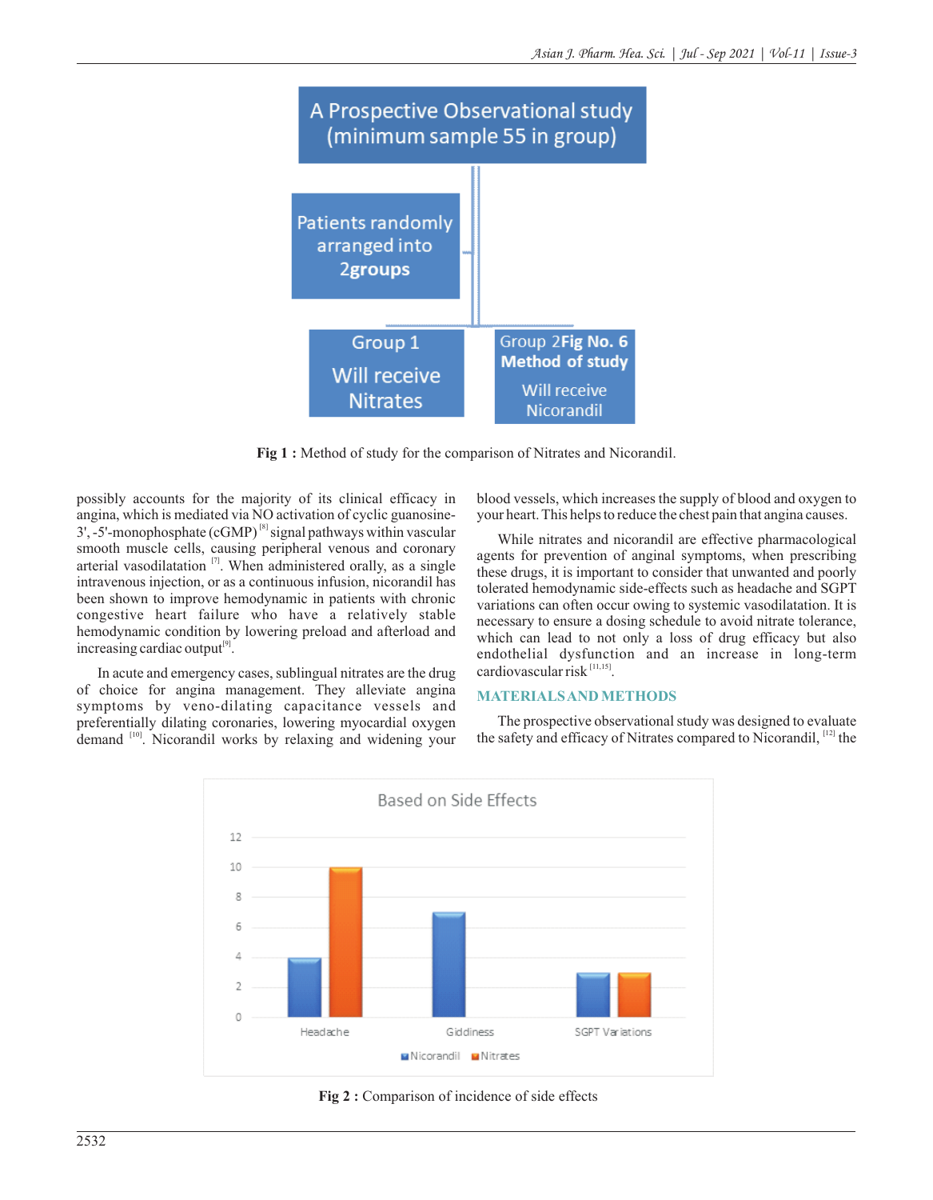A Prospective Observational study (minimum sample 55 in group)

Patients randomly arranged into 2groups

Group 1 Will receive Nitrates

Group 2 **Fig No. 6 Method of study** Will receive Nicorandil

**Fig 1 :** Method of study for the comparison of Nitrates and Nicorandil.

possibly accounts for the majority of its clinical efficacy in angina, which is mediated via NO activation of cyclic guanosine-3', -5'-monophosphate (cGMP) [8] signal pathways within vascular smooth muscle cells, causing peripheral venous and coronary arterial vasodilatation [7]. When administered orally, as a single intravenous injection, or as a continuous infusion, nicorandil has been shown to improve hemodynamic in patients with chronic congestive heart failure who have a relatively stable hemodynamic condition by lowering preload and afterload and increasing cardiac output[9].

In acute and emergency cases, sublingual nitrates are the drug of choice for angina management. They alleviate angina symptoms by veno-dilating capacitance vessels and preferentially dilating coronaries, lowering myocardial oxygen demand [10]. Nicorandil works by relaxing and widening your blood vessels, which increases the supply of blood and oxygen to your heart. This helps to reduce the chest pain that angina causes.

While nitrates and nicorandil are effective pharmacological agents for prevention of anginal symptoms, when prescribing these drugs, it is important to consider that unwanted and poorly tolerated hemodynamic side-effects such as headache and SGPT variations can often occur owing to systemic vasodilatation. It is necessary to ensure a dosing schedule to avoid nitrate tolerance, which can lead to not only a loss of drug efficacy but also endothelial dysfunction and an increase in long-term cardiovascular risk [11,15].

## MATERIALS AND METHODS

The prospective observational study was designed to evaluate the safety and efficacy of Nitrates compared to Nicorandil, [12] the

Based on Side Effects

| Side effect | Nicorandil | Nitrates |
|---|---|---|
| Headache | 4 | 10 |
| Giddiness | 7 | 0 |
| SGPT Variations | 3 | 3 |

**Fig 2 :** Comparison of incidence of side effects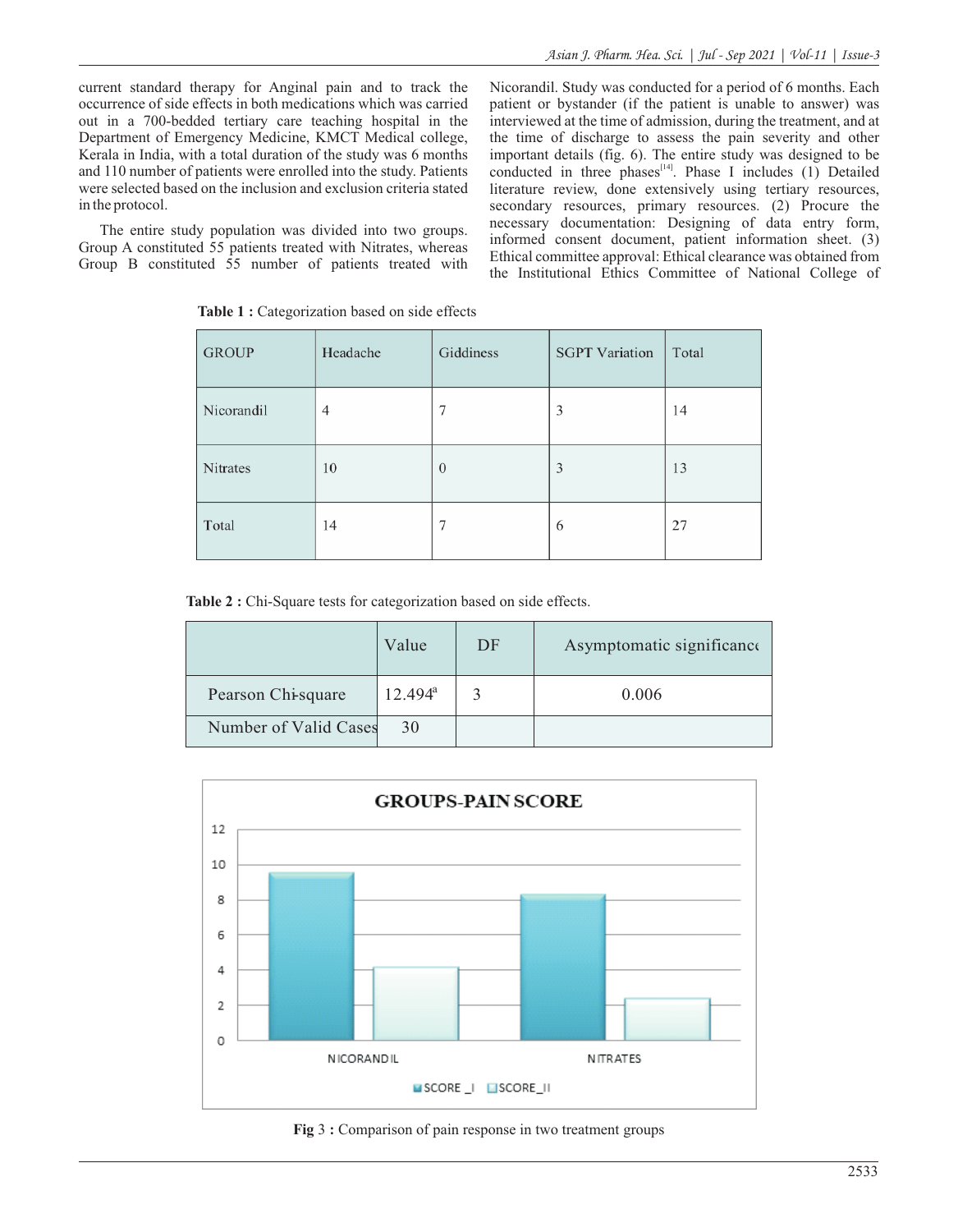current standard therapy for Anginal pain and to track the occurrence of side effects in both medications which was carried out in a 700-bedded tertiary care teaching hospital in the Department of Emergency Medicine, KMCT Medical college, Kerala in India, with a total duration of the study was 6 months and 110 number of patients were enrolled into the study. Patients were selected based on the inclusion and exclusion criteria stated in the protocol.

The entire study population was divided into two groups. Group A constituted 55 patients treated with Nitrates, whereas Group B constituted 55 number of patients treated with Nicorandil. Study was conducted for a period of 6 months. Each patient or bystander (if the patient is unable to answer) was interviewed at the time of admission, during the treatment, and at the time of discharge to assess the pain severity and other important details (fig. 6). The entire study was designed to be conducted in three phases[14]. Phase I includes (1) Detailed literature review, done extensively using tertiary resources, secondary resources, primary resources. (2) Procure the necessary documentation: Designing of data entry form, informed consent document, patient information sheet. (3) Ethical committee approval: Ethical clearance was obtained from the Institutional Ethics Committee of National College of

**Table 1 :** Categorization based on side effects

| GROUP | Headache | Giddiness | SGPT Variation | Total |
|---|---|---|---|---|
| Nicorandil | 4 | 7 | 3 | 14 |
| Nitrates | 10 | 0 | 3 | 13 |
| Total | 14 | 7 | 6 | 27 |

**Table 2 :** Chi-Square tests for categorization based on side effects.

| | Value | DF | Asymptomatic significance |
|---|---|---|---|
| Pearson Chi-square | 12.494[a] | 3 | 0.006 |
| Number of Valid Cases | 30 | | |

**GROUPS-PAIN SCORE**

**Fig 3 :** Comparison of pain response in two treatment groups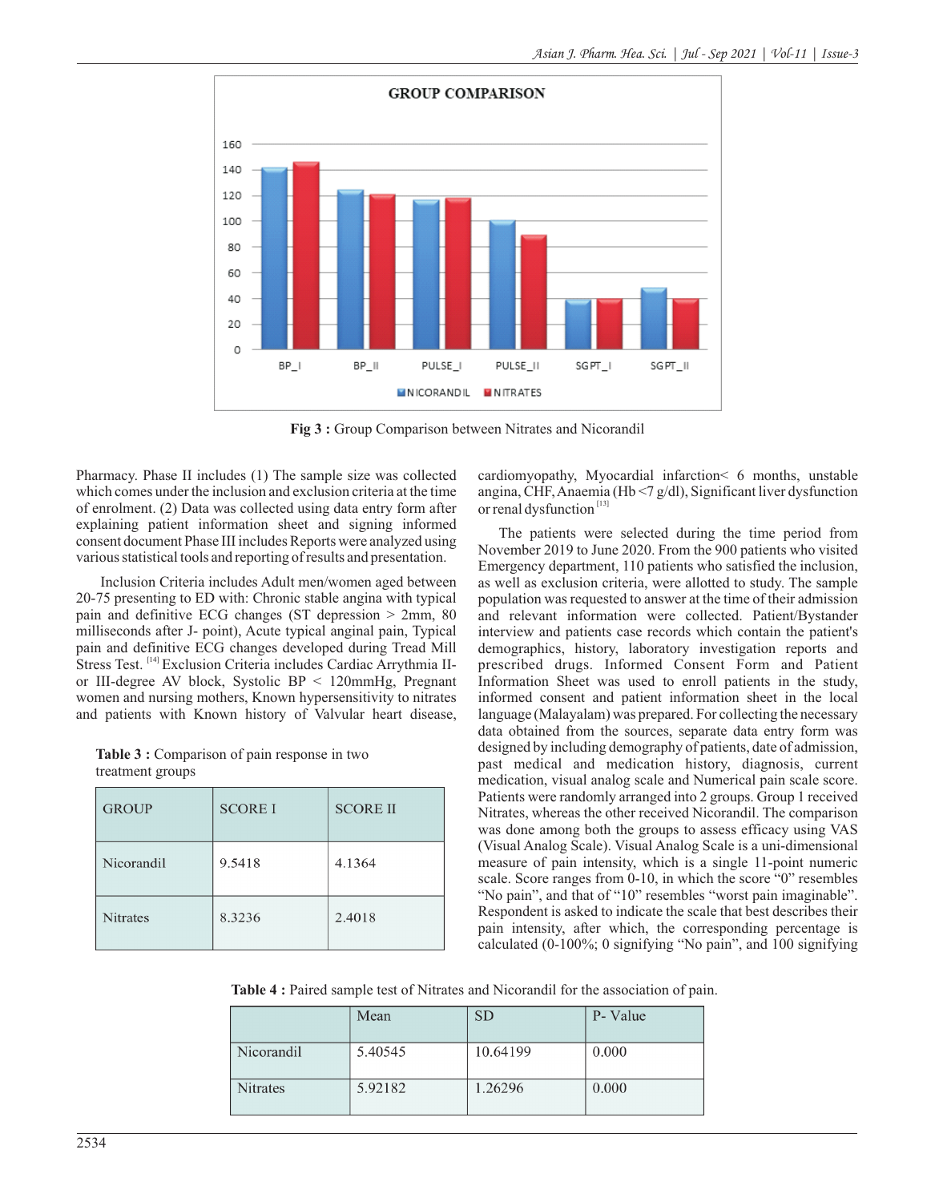**Fig 3 :** Group Comparison between Nitrates and Nicorandil

Pharmacy. Phase II includes (1) The sample size was collected which comes under the inclusion and exclusion criteria at the time of enrolment. (2) Data was collected using data entry form after explaining patient information sheet and signing informed consent document Phase III includes Reports were analyzed using various statistical tools and reporting of results and presentation.

Inclusion Criteria includes Adult men/women aged between 20-75 presenting to ED with: Chronic stable angina with typical pain and definitive ECG changes (ST depression > 2mm, 80 milliseconds after J- point), Acute typical anginal pain, Typical pain and definitive ECG changes developed during Tread Mill Stress Test. [14] Exclusion Criteria includes Cardiac Arrythmia II- or III-degree AV block, Systolic BP < 120mmHg, Pregnant women and nursing mothers, Known hypersensitivity to nitrates and patients with Known history of Valvular heart disease, cardiomyopathy, Myocardial infarction< 6 months, unstable angina, CHF, Anaemia (Hb <7 g/dl), Significant liver dysfunction or renal dysfunction [13]

**Table 3 :** Comparison of pain response in two treatment groups

| GROUP | SCORE I | SCORE II |
|---|---|---|
| Nicorandil | 9.5418 | 4.1364 |
| Nitrates | 8.3236 | 2.4018 |

The patients were selected during the time period from November 2019 to June 2020. From the 900 patients who visited Emergency department, 110 patients who satisfied the inclusion, as well as exclusion criteria, were allotted to study. The sample population was requested to answer at the time of their admission and relevant information were collected. Patient/Bystander interview and patients case records which contain the patient's demographics, history, laboratory investigation reports and prescribed drugs. Informed Consent Form and Patient Information Sheet was used to enroll patients in the study, informed consent and patient information sheet in the local language (Malayalam) was prepared. For collecting the necessary data obtained from the sources, separate data entry form was designed by including demography of patients, date of admission, past medical and medication history, diagnosis, current medication, visual analog scale and Numerical pain scale score. Patients were randomly arranged into 2 groups. Group 1 received Nitrates, whereas the other received Nicorandil. The comparison was done among both the groups to assess efficacy using VAS (Visual Analog Scale). Visual Analog Scale is a uni-dimensional measure of pain intensity, which is a single 11-point numeric scale. Score ranges from 0-10, in which the score "0" resembles "No pain", and that of "10" resembles "worst pain imaginable". Respondent is asked to indicate the scale that best describes their pain intensity, after which, the corresponding percentage is calculated (0-100%; 0 signifying "No pain", and 100 signifying

**Table 4 :** Paired sample test of Nitrates and Nicorandil for the association of pain.

| | Mean | SD | P- Value |
|---|---|---|---|
| Nicorandil | 5.40545 | 10.64199 | 0.000 |
| Nitrates | 5.92182 | 1.26296 | 0.000 |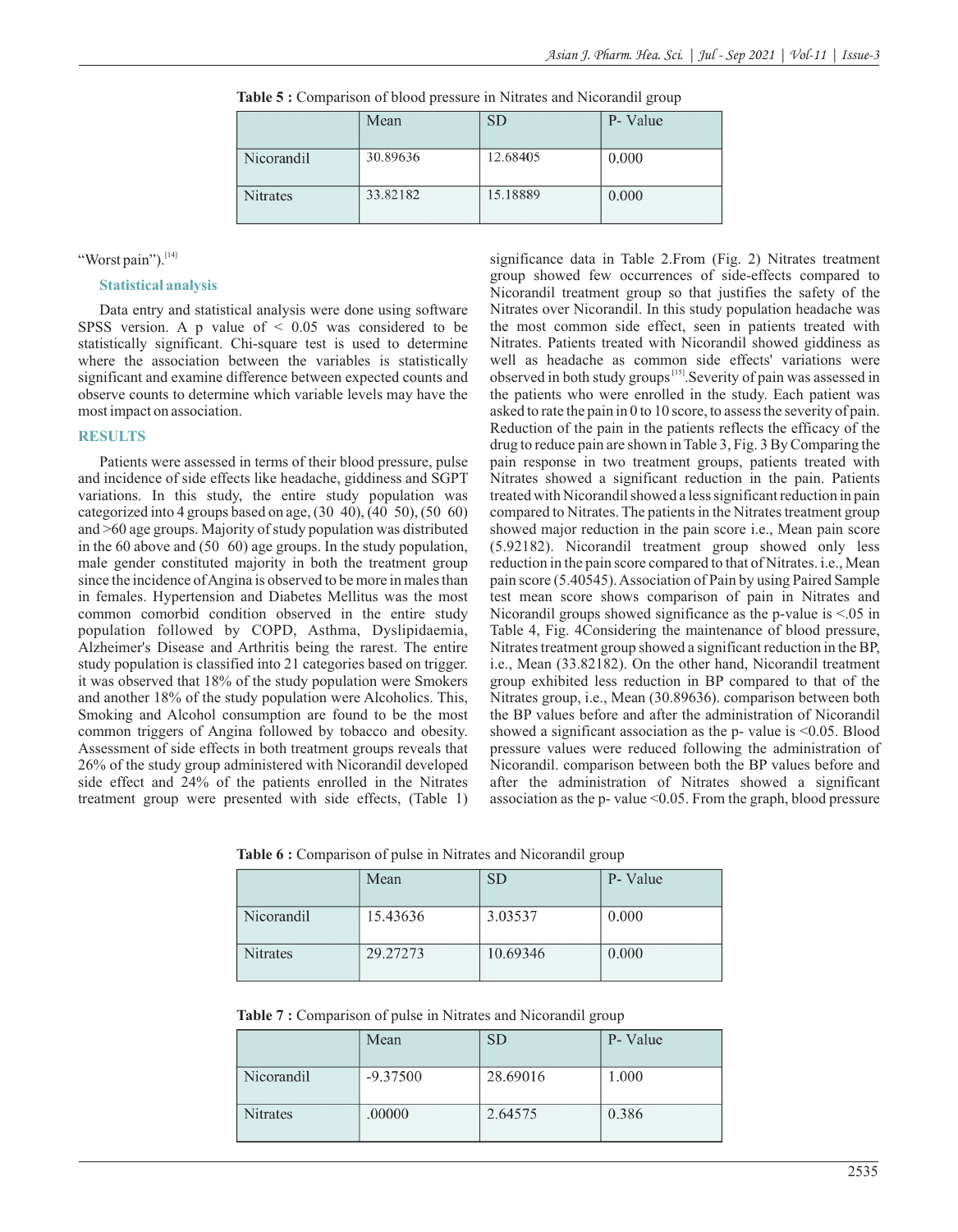**Table 5 :** Comparison of blood pressure in Nitrates and Nicorandil group

| | Mean | SD | P- Value |
|---|---|---|---|
| Nicorandil | 30.89636 | 12.68405 | 0.000 |
| Nitrates | 33.82182 | 15.18889 | 0.000 |

"Worst pain").[14]

### Statistical analysis

Data entry and statistical analysis were done using software SPSS version. A p value of < 0.05 was considered to be statistically significant. Chi-square test is used to determine where the association between the variables is statistically significant and examine difference between expected counts and observe counts to determine which variable levels may have the most impact on association.

## RESULTS

Patients were assessed in terms of their blood pressure, pulse and incidence of side effects like headache, giddiness and SGPT variations. In this study, the entire study population was categorized into 4 groups based on age, (30 40), (40 50), (50 60) and >60 age groups. Majority of study population was distributed in the 60 above and (50 60) age groups. In the study population, male gender constituted majority in both the treatment group since the incidence of Angina is observed to be more in males than in females. Hypertension and Diabetes Mellitus was the most common comorbid condition observed in the entire study population followed by COPD, Asthma, Dyslipidaemia, Alzheimer's Disease and Arthritis being the rarest. The entire study population is classified into 21 categories based on trigger. it was observed that 18% of the study population were Smokers and another 18% of the study population were Alcoholics. This, Smoking and Alcohol consumption are found to be the most common triggers of Angina followed by tobacco and obesity. Assessment of side effects in both treatment groups reveals that 26% of the study group administered with Nicorandil developed side effect and 24% of the patients enrolled in the Nitrates treatment group were presented with side effects, (Table 1) significance data in Table 2.From (Fig. 2) Nitrates treatment group showed few occurrences of side-effects compared to Nicorandil treatment group so that justifies the safety of the Nitrates over Nicorandil. In this study population headache was the most common side effect, seen in patients treated with Nitrates. Patients treated with Nicorandil showed giddiness as well as headache as common side effects' variations were observed in both study groups[15].Severity of pain was assessed in the patients who were enrolled in the study. Each patient was asked to rate the pain in 0 to 10 score, to assess the severity of pain. Reduction of the pain in the patients reflects the efficacy of the drug to reduce pain are shown in Table 3, Fig. 3 By Comparing the pain response in two treatment groups, patients treated with Nitrates showed a significant reduction in the pain. Patients treated with Nicorandil showed a less significant reduction in pain compared to Nitrates. The patients in the Nitrates treatment group showed major reduction in the pain score i.e., Mean pain score (5.92182). Nicorandil treatment group showed only less reduction in the pain score compared to that of Nitrates. i.e., Mean pain score (5.40545). Association of Pain by using Paired Sample test mean score shows comparison of pain in Nitrates and Nicorandil groups showed significance as the p-value is <.05 in Table 4, Fig. 4Considering the maintenance of blood pressure, Nitrates treatment group showed a significant reduction in the BP, i.e., Mean (33.82182). On the other hand, Nicorandil treatment group exhibited less reduction in BP compared to that of the Nitrates group, i.e., Mean (30.89636). comparison between both the BP values before and after the administration of Nicorandil showed a significant association as the p- value is <0.05. Blood pressure values were reduced following the administration of Nicorandil. comparison between both the BP values before and after the administration of Nitrates showed a significant association as the p- value <0.05. From the graph, blood pressure

**Table 6 :** Comparison of pulse in Nitrates and Nicorandil group

| | Mean | SD | P- Value |
|---|---|---|---|
| Nicorandil | 15.43636 | 3.03537 | 0.000 |
| Nitrates | 29.27273 | 10.69346 | 0.000 |

**Table 7 :** Comparison of pulse in Nitrates and Nicorandil group

| | Mean | SD | P- Value |
|---|---|---|---|
| Nicorandil | -9.37500 | 28.69016 | 1.000 |
| Nitrates | .00000 | 2.64575 | 0.386 |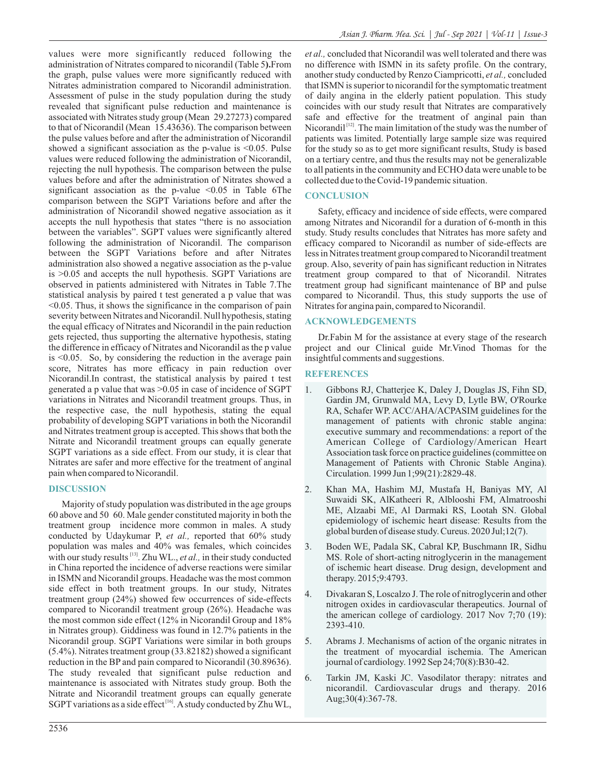values were more significantly reduced following the administration of Nitrates compared to nicorandil (Table 5**)**.From the graph, pulse values were more significantly reduced with Nitrates administration compared to Nicorandil administration. Assessment of pulse in the study population during the study revealed that significant pulse reduction and maintenance is associated with Nitrates study group (Mean 29.27273) compared to that of Nicorandil (Mean 15.43636). The comparison between the pulse values before and after the administration of Nicorandil showed a significant association as the p-value is <0.05. Pulse values were reduced following the administration of Nicorandil, rejecting the null hypothesis. The comparison between the pulse values before and after the administration of Nitrates showed a significant association as the p-value <0.05 in Table 6The comparison between the SGPT Variations before and after the administration of Nicorandil showed negative association as it accepts the null hypothesis that states "there is no association between the variables". SGPT values were significantly altered following the administration of Nicorandil. The comparison between the SGPT Variations before and after Nitrates administration also showed a negative association as the p-value is >0.05 and accepts the null hypothesis. SGPT Variations are observed in patients administered with Nitrates in Table 7.The statistical analysis by paired t test generated a p value that was <0.05. Thus, it shows the significance in the comparison of pain severity between Nitrates and Nicorandil. Null hypothesis, stating the equal efficacy of Nitrates and Nicorandil in the pain reduction gets rejected, thus supporting the alternative hypothesis, stating the difference in efficacy of Nitrates and Nicorandil as the p value is <0.05. So, by considering the reduction in the average pain score, Nitrates has more efficacy in pain reduction over Nicorandil.In contrast, the statistical analysis by paired t test generated a p value that was >0.05 in case of incidence of SGPT variations in Nitrates and Nicorandil treatment groups. Thus, in the respective case, the null hypothesis, stating the equal probability of developing SGPT variations in both the Nicorandil and Nitrates treatment group is accepted. This shows that both the Nitrate and Nicorandil treatment groups can equally generate SGPT variations as a side effect. From our study, it is clear that Nitrates are safer and more effective for the treatment of anginal pain when compared to Nicorandil.

## DISCUSSION

Majority of study population was distributed in the age groups 60 above and 50 60. Male gender constituted majority in both the treatment group incidence more common in males. A study conducted by Udaykumar P, *et al.,* reported that 60% study population was males and 40% was females, which coincides with our study results [13]. Zhu WL., *et al.,* in their study conducted in China reported the incidence of adverse reactions were similar in ISMN and Nicorandil groups. Headache was the most common side effect in both treatment groups. In our study, Nitrates treatment group (24%) showed few occurrences of side-effects compared to Nicorandil treatment group (26%). Headache was the most common side effect (12% in Nicorandil Group and 18% in Nitrates group). Giddiness was found in 12.7% patients in the Nicorandil group. SGPT Variations were similar in both groups (5.4%). Nitrates treatment group (33.82182) showed a significant reduction in the BP and pain compared to Nicorandil (30.89636). The study revealed that significant pulse reduction and maintenance is associated with Nitrates study group. Both the Nitrate and Nicorandil treatment groups can equally generate SGPT variations as a side effect [16]. A study conducted by Zhu WL, *et al.,* concluded that Nicorandil was well tolerated and there was no difference with ISMN in its safety profile. On the contrary, another study conducted by Renzo Ciampricotti, *et al.,* concluded that ISMN is superior to nicorandil for the symptomatic treatment of daily angina in the elderly patient population. This study coincides with our study result that Nitrates are comparatively safe and effective for the treatment of anginal pain than Nicorandil [12]. The main limitation of the study was the number of patients was limited. Potentially large sample size was required for the study so as to get more significant results, Study is based on a tertiary centre, and thus the results may not be generalizable to all patients in the community and ECHO data were unable to be collected due to the Covid-19 pandemic situation.

## CONCLUSION

Safety, efficacy and incidence of side effects, were compared among Nitrates and Nicorandil for a duration of 6-month in this study. Study results concludes that Nitrates has more safety and efficacy compared to Nicorandil as number of side-effects are less in Nitrates treatment group compared to Nicorandil treatment group. Also, severity of pain has significant reduction in Nitrates treatment group compared to that of Nicorandil. Nitrates treatment group had significant maintenance of BP and pulse compared to Nicorandil. Thus, this study supports the use of Nitrates for angina pain, compared to Nicorandil.

## ACKNOWLEDGEMENTS

Dr.Fabin M for the assistance at every stage of the research project and our Clinical guide Mr.Vinod Thomas for the insightful comments and suggestions.

## REFERENCES

1. Gibbons RJ, Chatterjee K, Daley J, Douglas JS, Fihn SD, Gardin JM, Grunwald MA, Levy D, Lytle BW, O'Rourke RA, Schafer WP. ACC/AHA/ACPASIM guidelines for the management of patients with chronic stable angina: executive summary and recommendations: a report of the American College of Cardiology/American Heart Association task force on practice guidelines (committee on Management of Patients with Chronic Stable Angina). Circulation. 1999 Jun 1;99(21):2829-48.
2. Khan MA, Hashim MJ, Mustafa H, Baniyas MY, Al Suwaidi SK, AlKatheeri R, Alblooshi FM, Almatrooshi ME, Alzaabi ME, Al Darmaki RS, Lootah SN. Global epidemiology of ischemic heart disease: Results from the global burden of disease study. Cureus. 2020 Jul;12(7).
3. Boden WE, Padala SK, Cabral KP, Buschmann IR, Sidhu MS. Role of short-acting nitroglycerin in the management of ischemic heart disease. Drug design, development and therapy. 2015;9:4793.
4. Divakaran S, Loscalzo J. The role of nitroglycerin and other nitrogen oxides in cardiovascular therapeutics. Journal of the american college of cardiology. 2017 Nov 7;70 (19): 2393-410.
5. Abrams J. Mechanisms of action of the organic nitrates in the treatment of myocardial ischemia. The American journal of cardiology. 1992 Sep 24;70(8):B30-42.
6. Tarkin JM, Kaski JC. Vasodilator therapy: nitrates and nicorandil. Cardiovascular drugs and therapy. 2016 Aug;30(4):367-78.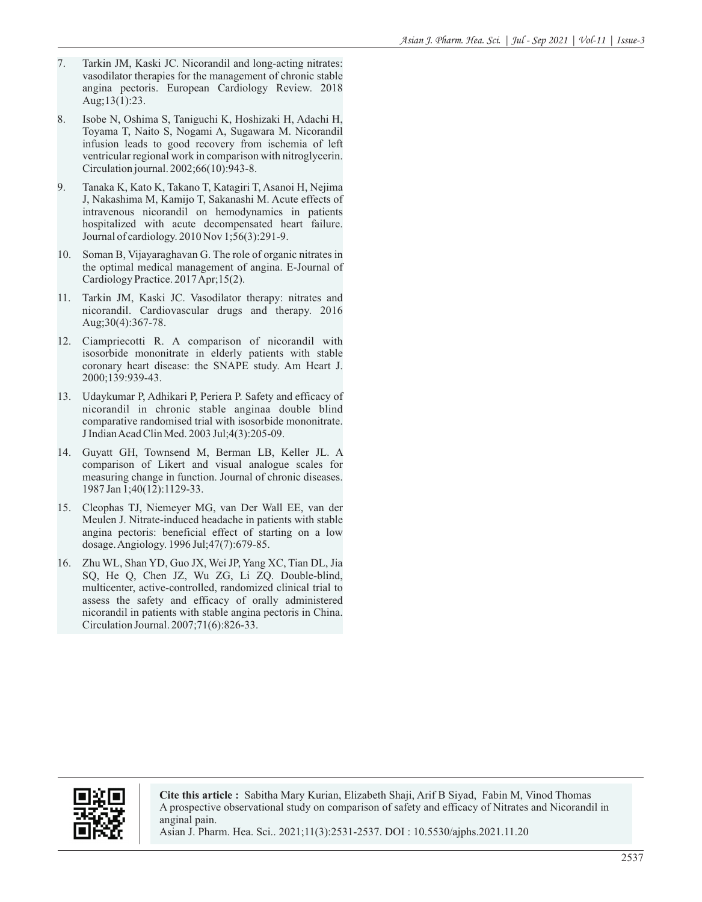7. Tarkin JM, Kaski JC. Nicorandil and long-acting nitrates: vasodilator therapies for the management of chronic stable angina pectoris. European Cardiology Review. 2018 Aug;13(1):23.

8. Isobe N, Oshima S, Taniguchi K, Hoshizaki H, Adachi H, Toyama T, Naito S, Nogami A, Sugawara M. Nicorandil infusion leads to good recovery from ischemia of left ventricular regional work in comparison with nitroglycerin. Circulation journal. 2002;66(10):943-8.

9. Tanaka K, Kato K, Takano T, Katagiri T, Asanoi H, Nejima J, Nakashima M, Kamijo T, Sakanashi M. Acute effects of intravenous nicorandil on hemodynamics in patients hospitalized with acute decompensated heart failure. Journal of cardiology. 2010 Nov 1;56(3):291-9.

10. Soman B, Vijayaraghavan G. The role of organic nitrates in the optimal medical management of angina. E-Journal of Cardiology Practice. 2017 Apr;15(2).

11. Tarkin JM, Kaski JC. Vasodilator therapy: nitrates and nicorandil. Cardiovascular drugs and therapy. 2016 Aug;30(4):367-78.

12. Ciampriecotti R. A comparison of nicorandil with isosorbide mononitrate in elderly patients with stable coronary heart disease: the SNAPE study. Am Heart J. 2000;139:939-43.

13. Udaykumar P, Adhikari P, Periera P. Safety and efficacy of nicorandil in chronic stable anginaa double blind comparative randomised trial with isosorbide mononitrate. J Indian Acad Clin Med. 2003 Jul;4(3):205-09.

14. Guyatt GH, Townsend M, Berman LB, Keller JL. A comparison of Likert and visual analogue scales for measuring change in function. Journal of chronic diseases. 1987 Jan 1;40(12):1129-33.

15. Cleophas TJ, Niemeyer MG, van Der Wall EE, van der Meulen J. Nitrate-induced headache in patients with stable angina pectoris: beneficial effect of starting on a low dosage. Angiology. 1996 Jul;47(7):679-85.

16. Zhu WL, Shan YD, Guo JX, Wei JP, Yang XC, Tian DL, Jia SQ, He Q, Chen JZ, Wu ZG, Li ZQ. Double-blind, multicenter, active-controlled, randomized clinical trial to assess the safety and efficacy of orally administered nicorandil in patients with stable angina pectoris in China. Circulation Journal. 2007;71(6):826-33.

**Cite this article :** Sabitha Mary Kurian, Elizabeth Shaji, Arif B Siyad, Fabin M, Vinod Thomas A prospective observational study on comparison of safety and efficacy of Nitrates and Nicorandil in anginal pain.
Asian J. Pharm. Hea. Sci.. 2021;11(3):2531-2537. DOI : 10.5530/ajphs.2021.11.20